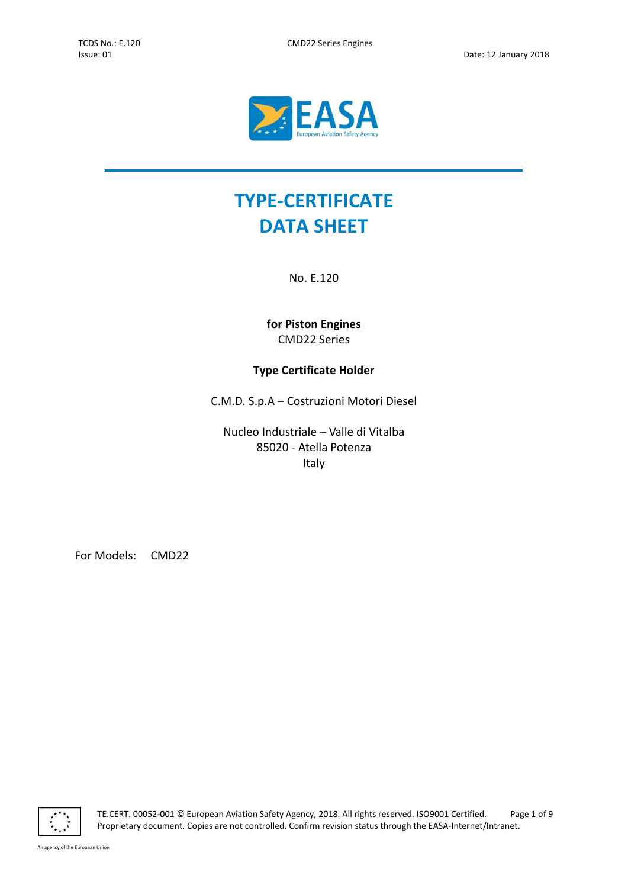# TYPE-CERTIFICATE DATA SHEET

No. E.120

**for Piston Engines**
CMD22 Series

**Type Certificate Holder**

C.M.D. S.p.A – Costruzioni Motori Diesel

Nucleo Industriale – Valle di Vitalba
85020 - Atella Potenza
Italy

For Models: CMD22

TE.CERT. 00052-001 © European Aviation Safety Agency, 2018. All rights reserved. ISO9001 Certified.
Proprietary document. Copies are not controlled. Confirm revision status through the EASA-Internet/Intranet.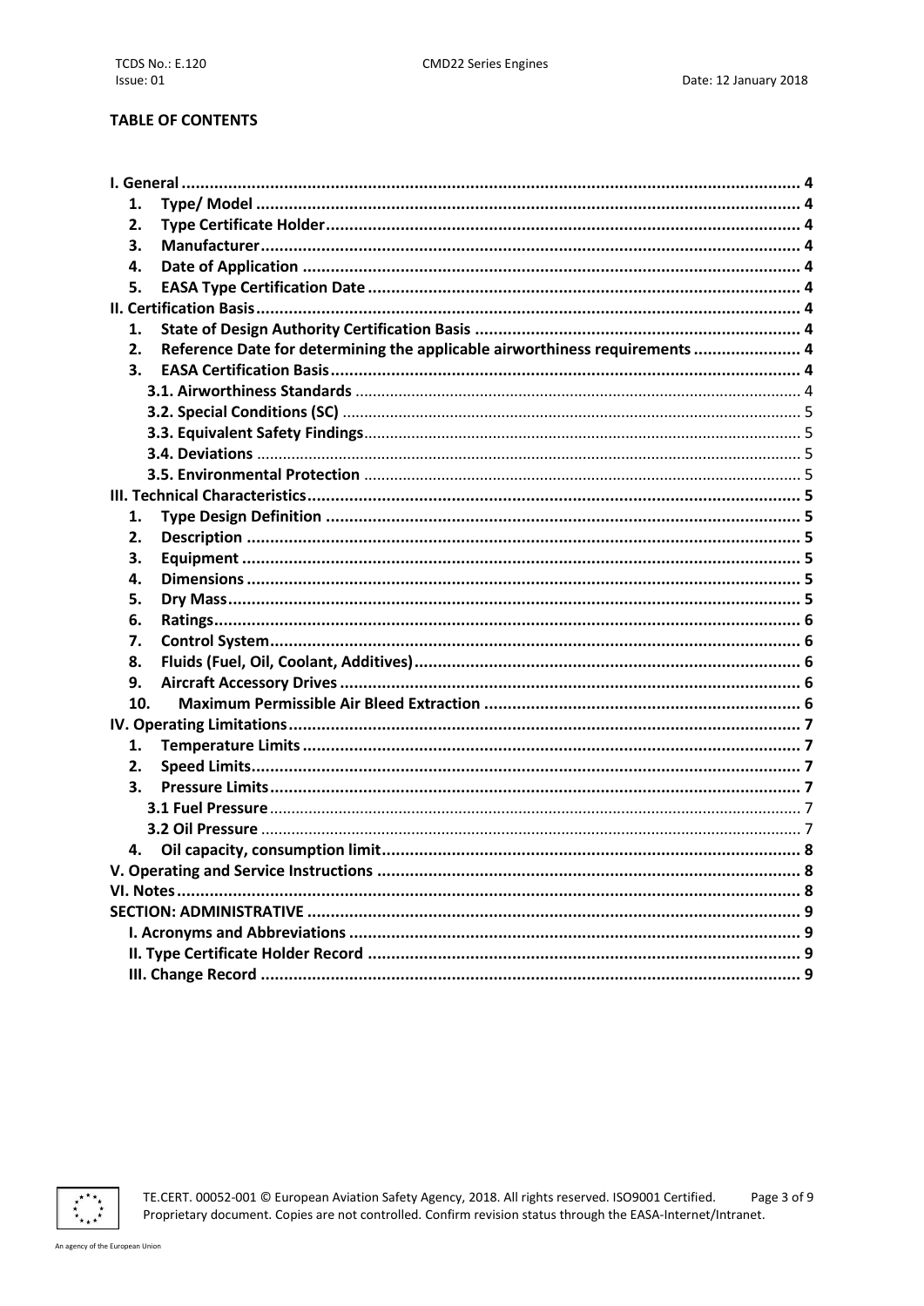**TABLE OF CONTENTS**

| | |
|---|---|
| **I. General** | **4** |
| **1. Type/ Model** | **4** |
| **2. Type Certificate Holder** | **4** |
| **3. Manufacturer** | **4** |
| **4. Date of Application** | **4** |
| **5. EASA Type Certification Date** | **4** |
| **II. Certification Basis** | **4** |
| **1. State of Design Authority Certification Basis** | **4** |
| **2. Reference Date for determining the applicable airworthiness requirements** | **4** |
| **3. EASA Certification Basis** | **4** |
| **3.1. Airworthiness Standards** | 4 |
| **3.2. Special Conditions (SC)** | 5 |
| **3.3. Equivalent Safety Findings** | 5 |
| **3.4. Deviations** | 5 |
| **3.5. Environmental Protection** | 5 |
| **III. Technical Characteristics** | **5** |
| **1. Type Design Definition** | **5** |
| **2. Description** | **5** |
| **3. Equipment** | **5** |
| **4. Dimensions** | **5** |
| **5. Dry Mass** | **5** |
| **6. Ratings** | **6** |
| **7. Control System** | **6** |
| **8. Fluids (Fuel, Oil, Coolant, Additives)** | **6** |
| **9. Aircraft Accessory Drives** | **6** |
| **10. Maximum Permissible Air Bleed Extraction** | **6** |
| **IV. Operating Limitations** | **7** |
| **1. Temperature Limits** | **7** |
| **2. Speed Limits** | **7** |
| **3. Pressure Limits** | **7** |
| **3.1 Fuel Pressure** | 7 |
| **3.2 Oil Pressure** | 7 |
| **4. Oil capacity, consumption limit** | **8** |
| **V. Operating and Service Instructions** | **8** |
| **VI. Notes** | **8** |
| **SECTION: ADMINISTRATIVE** | **9** |
| **I. Acronyms and Abbreviations** | **9** |
| **II. Type Certificate Holder Record** | **9** |
| **III. Change Record** | **9** |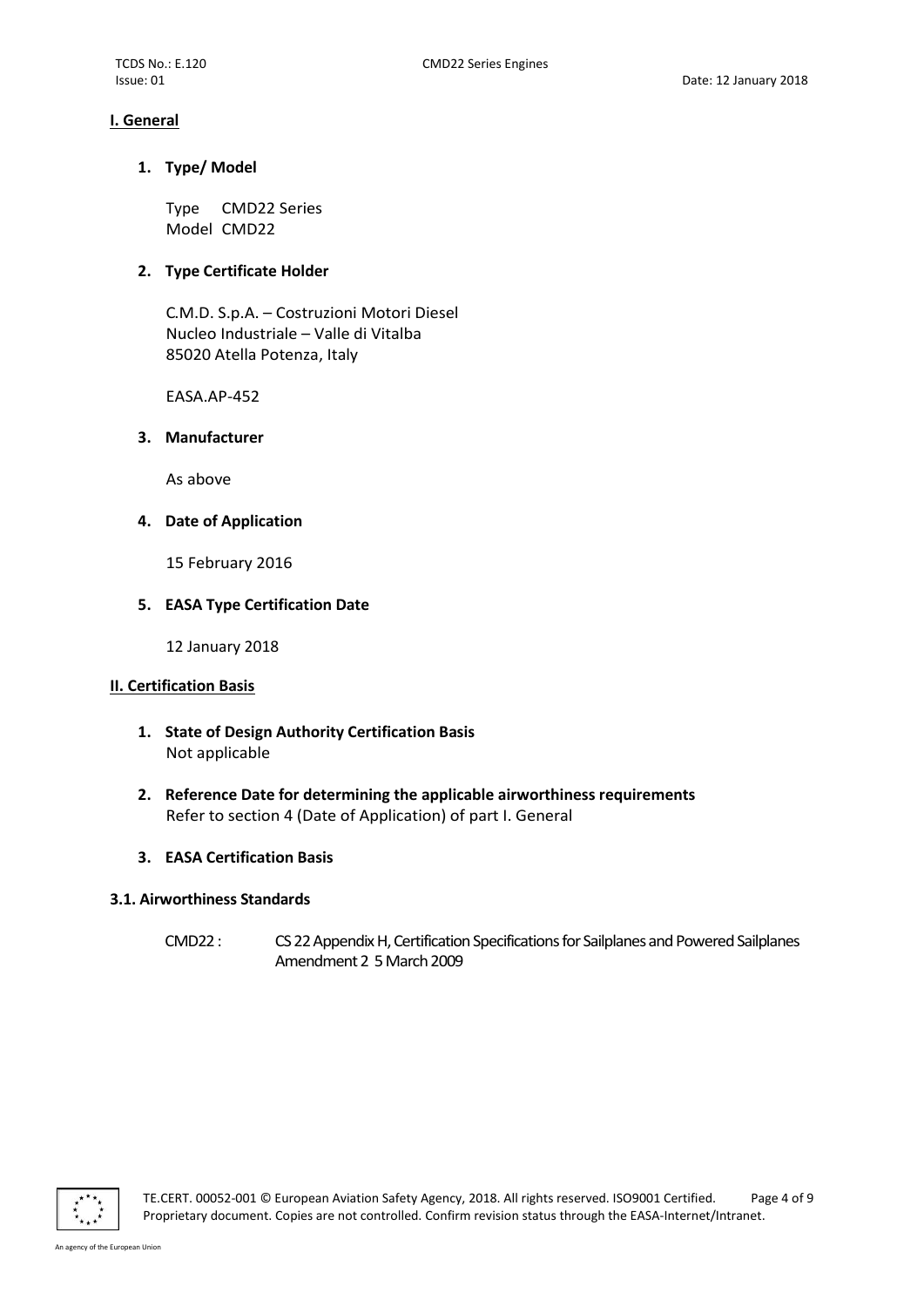## I. General

### 1. Type/ Model

Type CMD22 Series
Model CMD22

### 2. Type Certificate Holder

C.M.D. S.p.A. – Costruzioni Motori Diesel
Nucleo Industriale – Valle di Vitalba
85020 Atella Potenza, Italy

EASA.AP-452

### 3. Manufacturer

As above

### 4. Date of Application

15 February 2016

### 5. EASA Type Certification Date

12 January 2018

## II. Certification Basis

### 1. State of Design Authority Certification Basis

Not applicable

### 2. Reference Date for determining the applicable airworthiness requirements

Refer to section 4 (Date of Application) of part I. General

### 3. EASA Certification Basis

#### 3.1. Airworthiness Standards

CMD22 : CS 22 Appendix H, Certification Specifications for Sailplanes and Powered Sailplanes Amendment 2 5 March 2009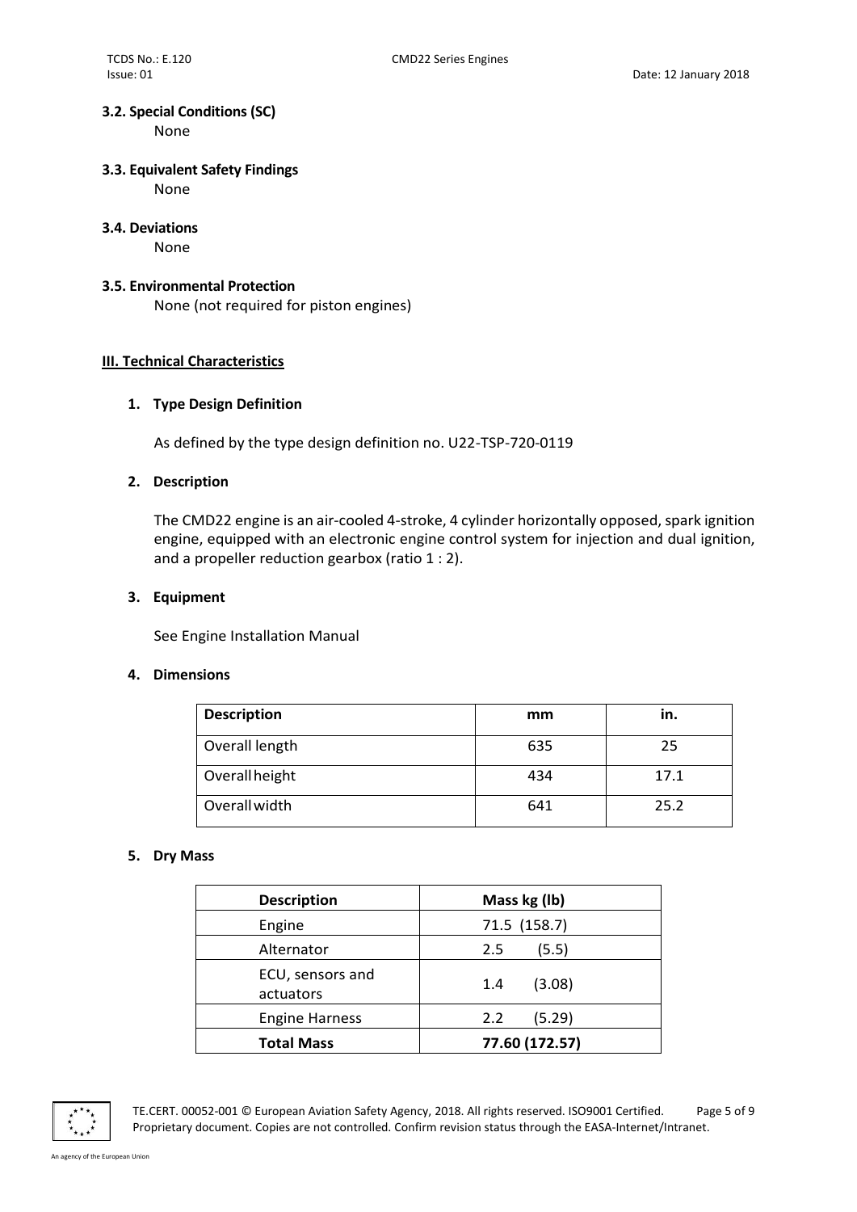### 3.2. Special Conditions (SC)

None

### 3.3. Equivalent Safety Findings

None

### 3.4. Deviations

None

### 3.5. Environmental Protection

None (not required for piston engines)

## III. Technical Characteristics

### 1. Type Design Definition

As defined by the type design definition no. U22-TSP-720-0119

### 2. Description

The CMD22 engine is an air-cooled 4-stroke, 4 cylinder horizontally opposed, spark ignition engine, equipped with an electronic engine control system for injection and dual ignition, and a propeller reduction gearbox (ratio 1 : 2).

### 3. Equipment

See Engine Installation Manual

### 4. Dimensions

| Description | mm | in. |
|---|---|---|
| Overall length | 635 | 25 |
| Overall height | 434 | 17.1 |
| Overall width | 641 | 25.2 |

### 5. Dry Mass

| Description | Mass kg (lb) |
|---|---|
| Engine | 71.5 (158.7) |
| Alternator | 2.5 (5.5) |
| ECU, sensors and actuators | 1.4 (3.08) |
| Engine Harness | 2.2 (5.29) |
| **Total Mass** | **77.60 (172.57)** |

TE.CERT. 00052-001 © European Aviation Safety Agency, 2018. All rights reserved. ISO9001 Certified. Proprietary document. Copies are not controlled. Confirm revision status through the EASA-Internet/Intranet.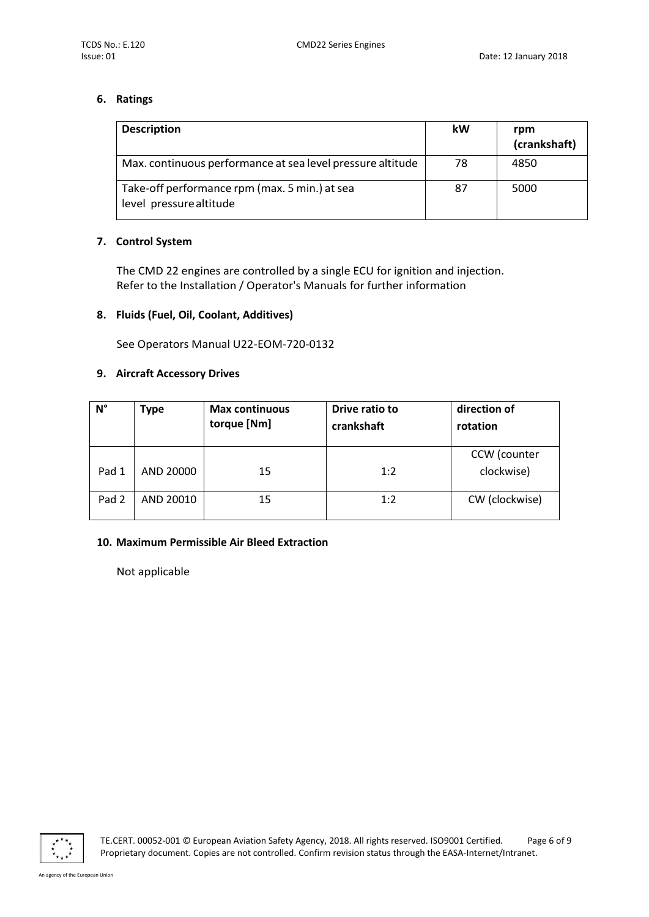## 6. Ratings

| Description | kW | rpm (crankshaft) |
|---|---|---|
| Max. continuous performance at sea level pressure altitude | 78 | 4850 |
| Take-off performance rpm (max. 5 min.) at sea level pressure altitude | 87 | 5000 |

## 7. Control System

The CMD 22 engines are controlled by a single ECU for ignition and injection. Refer to the Installation / Operator's Manuals for further information

## 8. Fluids (Fuel, Oil, Coolant, Additives)

See Operators Manual U22-EOM-720-0132

## 9. Aircraft Accessory Drives

| N° | Type | Max continuous torque [Nm] | Drive ratio to crankshaft | direction of rotation |
|---|---|---|---|---|
| Pad 1 | AND 20000 | 15 | 1:2 | CCW (counter clockwise) |
| Pad 2 | AND 20010 | 15 | 1:2 | CW (clockwise) |

## 10. Maximum Permissible Air Bleed Extraction

Not applicable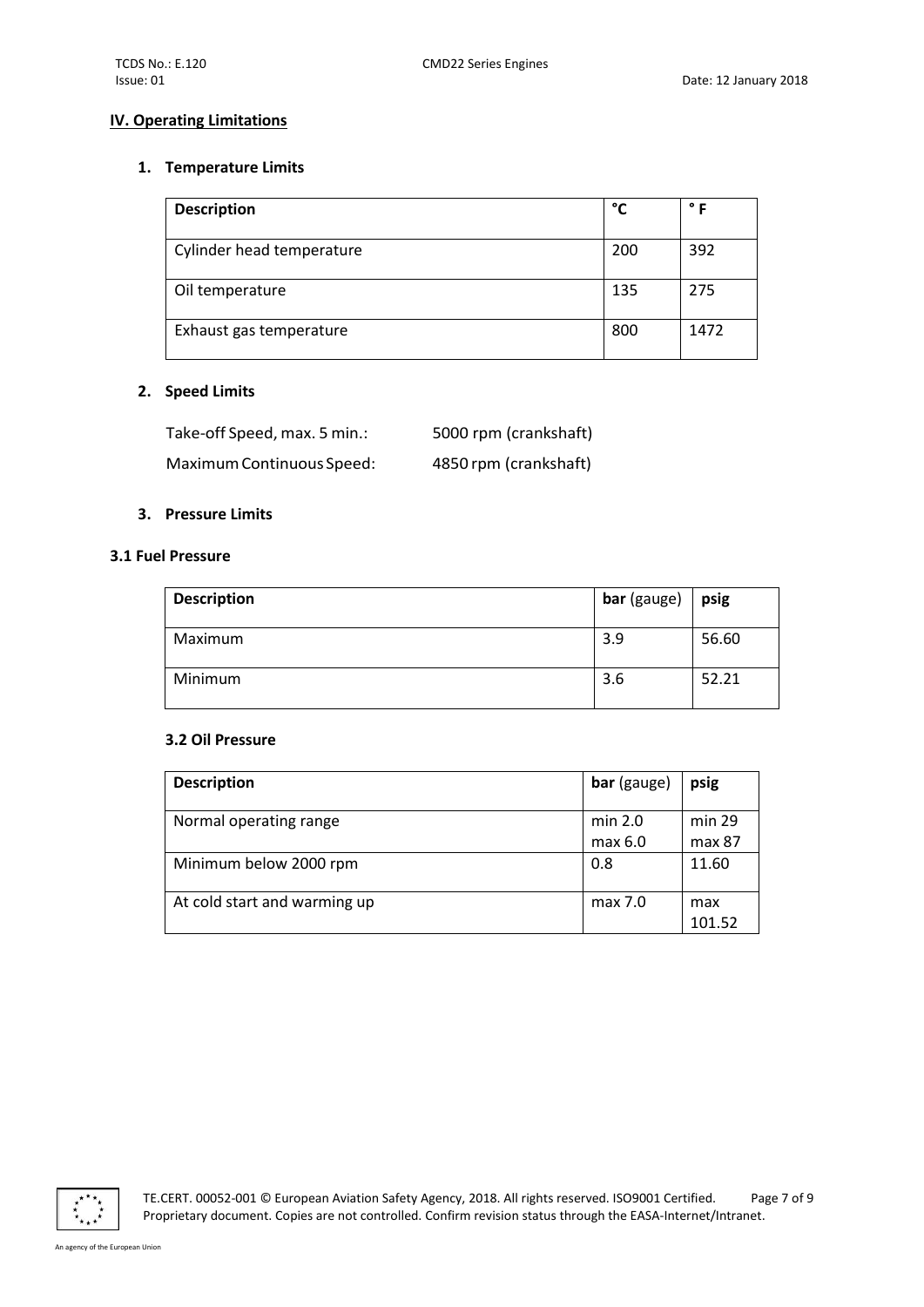## IV. Operating Limitations

### 1. Temperature Limits

| Description | °C | ° F |
|---|---|---|
| Cylinder head temperature | 200 | 392 |
| Oil temperature | 135 | 275 |
| Exhaust gas temperature | 800 | 1472 |

### 2. Speed Limits

Take-off Speed, max. 5 min.: 5000 rpm (crankshaft)

Maximum Continuous Speed: 4850 rpm (crankshaft)

### 3. Pressure Limits

#### 3.1 Fuel Pressure

| Description | **bar** (gauge) | **psig** |
|---|---|---|
| Maximum | 3.9 | 56.60 |
| Minimum | 3.6 | 52.21 |

#### 3.2 Oil Pressure

| Description | **bar** (gauge) | **psig** |
|---|---|---|
| Normal operating range | min 2.0<br>max 6.0 | min 29<br>max 87 |
| Minimum below 2000 rpm | 0.8 | 11.60 |
| At cold start and warming up | max 7.0 | max 101.52 |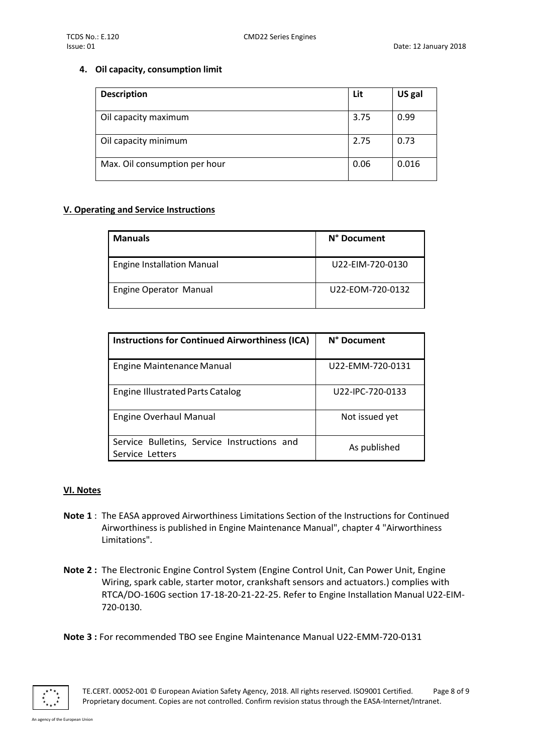#### 4. Oil capacity, consumption limit

| Description | Lit | US gal |
|---|---|---|
| Oil capacity maximum | 3.75 | 0.99 |
| Oil capacity minimum | 2.75 | 0.73 |
| Max. Oil consumption per hour | 0.06 | 0.016 |

## V. Operating and Service Instructions

| Manuals | N° Document |
|---|---|
| Engine Installation Manual | U22-EIM-720-0130 |
| Engine Operator Manual | U22-EOM-720-0132 |

| Instructions for Continued Airworthiness (ICA) | N° Document |
|---|---|
| Engine Maintenance Manual | U22-EMM-720-0131 |
| Engine Illustrated Parts Catalog | U22-IPC-720-0133 |
| Engine Overhaul Manual | Not issued yet |
| Service Bulletins, Service Instructions and Service Letters | As published |

## VI. Notes

**Note 1** : The EASA approved Airworthiness Limitations Section of the Instructions for Continued Airworthiness is published in Engine Maintenance Manual", chapter 4 "Airworthiness Limitations".

**Note 2 :** The Electronic Engine Control System (Engine Control Unit, Can Power Unit, Engine Wiring, spark cable, starter motor, crankshaft sensors and actuators.) complies with RTCA/DO-160G section 17-18-20-21-22-25. Refer to Engine Installation Manual U22-EIM-720-0130.

**Note 3 :** For recommended TBO see Engine Maintenance Manual U22-EMM-720-0131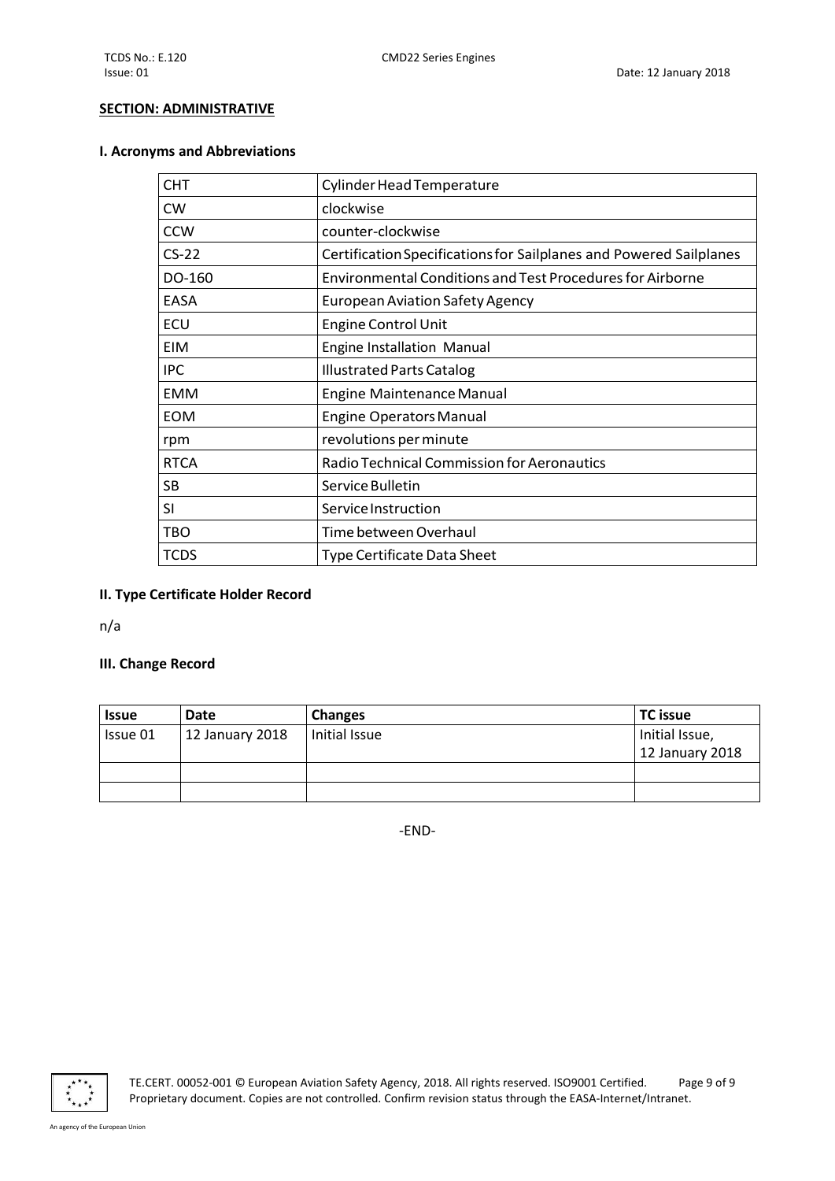**SECTION: ADMINISTRATIVE**

**I. Acronyms and Abbreviations**

| | |
|---|---|
| CHT | Cylinder Head Temperature |
| CW | clockwise |
| CCW | counter-clockwise |
| CS-22 | Certification Specifications for Sailplanes and Powered Sailplanes |
| DO-160 | Environmental Conditions and Test Procedures for Airborne |
| EASA | European Aviation Safety Agency |
| ECU | Engine Control Unit |
| EIM | Engine Installation Manual |
| IPC | Illustrated Parts Catalog |
| EMM | Engine Maintenance Manual |
| EOM | Engine Operators Manual |
| rpm | revolutions per minute |
| RTCA | Radio Technical Commission for Aeronautics |
| SB | Service Bulletin |
| SI | Service Instruction |
| TBO | Time between Overhaul |
| TCDS | Type Certificate Data Sheet |

**II. Type Certificate Holder Record**

n/a

**III. Change Record**

| Issue | Date | Changes | TC issue |
|---|---|---|---|
| Issue 01 | 12 January 2018 | Initial Issue | Initial Issue, 12 January 2018 |
| | | | |
| | | | |

-END-